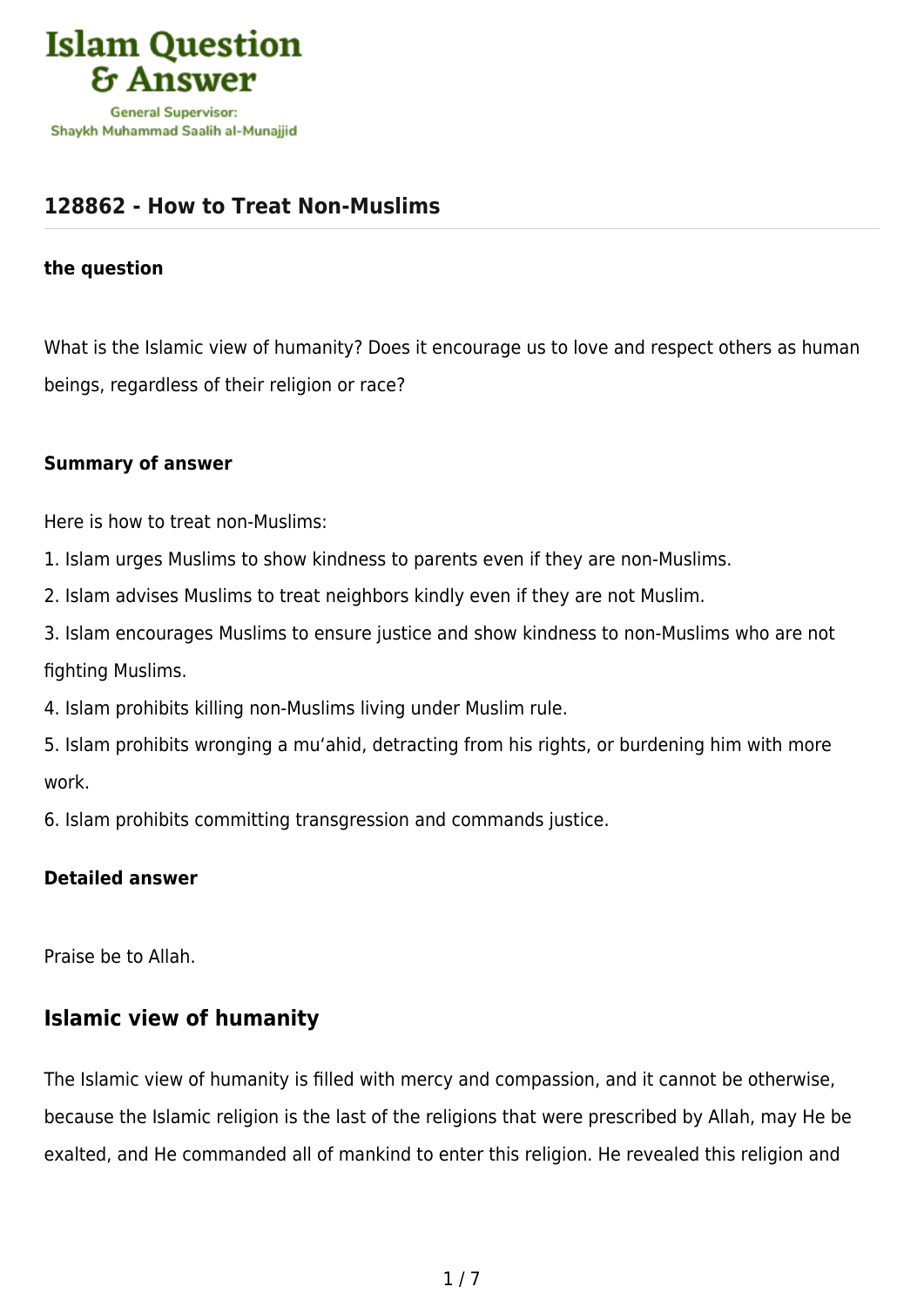# Islam Question & Answer

General Supervisor:
Shaykh Muhammad Saalih al-Munajjid

## 128862 - How to Treat Non-Muslims

### the question

What is the Islamic view of humanity? Does it encourage us to love and respect others as human beings, regardless of their religion or race?

### Summary of answer

Here is how to treat non-Muslims:

1. Islam urges Muslims to show kindness to parents even if they are non-Muslims.
2. Islam advises Muslims to treat neighbors kindly even if they are not Muslim.
3. Islam encourages Muslims to ensure justice and show kindness to non-Muslims who are not fighting Muslims.
4. Islam prohibits killing non-Muslims living under Muslim rule.
5. Islam prohibits wronging a mu‘ahid, detracting from his rights, or burdening him with more work.
6. Islam prohibits committing transgression and commands justice.

### Detailed answer

Praise be to Allah.

## Islamic view of humanity

The Islamic view of humanity is filled with mercy and compassion, and it cannot be otherwise, because the Islamic religion is the last of the religions that were prescribed by Allah, may He be exalted, and He commanded all of mankind to enter this religion. He revealed this religion and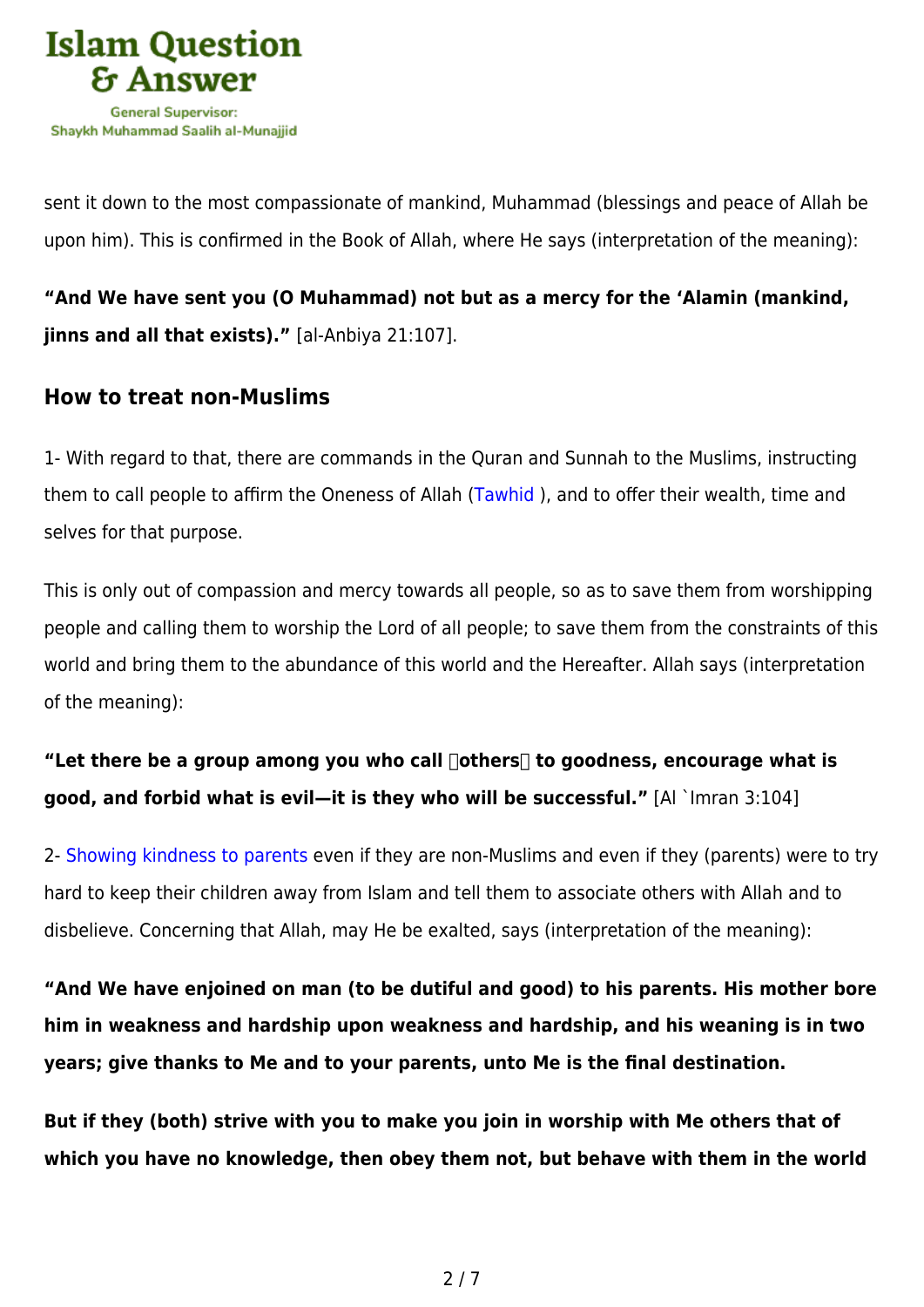sent it down to the most compassionate of mankind, Muhammad (blessings and peace of Allah be upon him). This is confirmed in the Book of Allah, where He says (interpretation of the meaning):

**“And We have sent you (O Muhammad) not but as a mercy for the ‘Alamin (mankind, jinns and all that exists).”** [al-Anbiya 21:107].

## How to treat non-Muslims

1- With regard to that, there are commands in the Quran and Sunnah to the Muslims, instructing them to call people to affirm the Oneness of Allah (Tawhid ), and to offer their wealth, time and selves for that purpose.

This is only out of compassion and mercy towards all people, so as to save them from worshipping people and calling them to worship the Lord of all people; to save them from the constraints of this world and bring them to the abundance of this world and the Hereafter. Allah says (interpretation of the meaning):

**“Let there be a group among you who call others to goodness, encourage what is good, and forbid what is evil—it is they who will be successful.”** [Al `Imran 3:104]

2- Showing kindness to parents even if they are non-Muslims and even if they (parents) were to try hard to keep their children away from Islam and tell them to associate others with Allah and to disbelieve. Concerning that Allah, may He be exalted, says (interpretation of the meaning):

**“And We have enjoined on man (to be dutiful and good) to his parents. His mother bore him in weakness and hardship upon weakness and hardship, and his weaning is in two years; give thanks to Me and to your parents, unto Me is the final destination.**

**But if they (both) strive with you to make you join in worship with Me others that of which you have no knowledge, then obey them not, but behave with them in the world**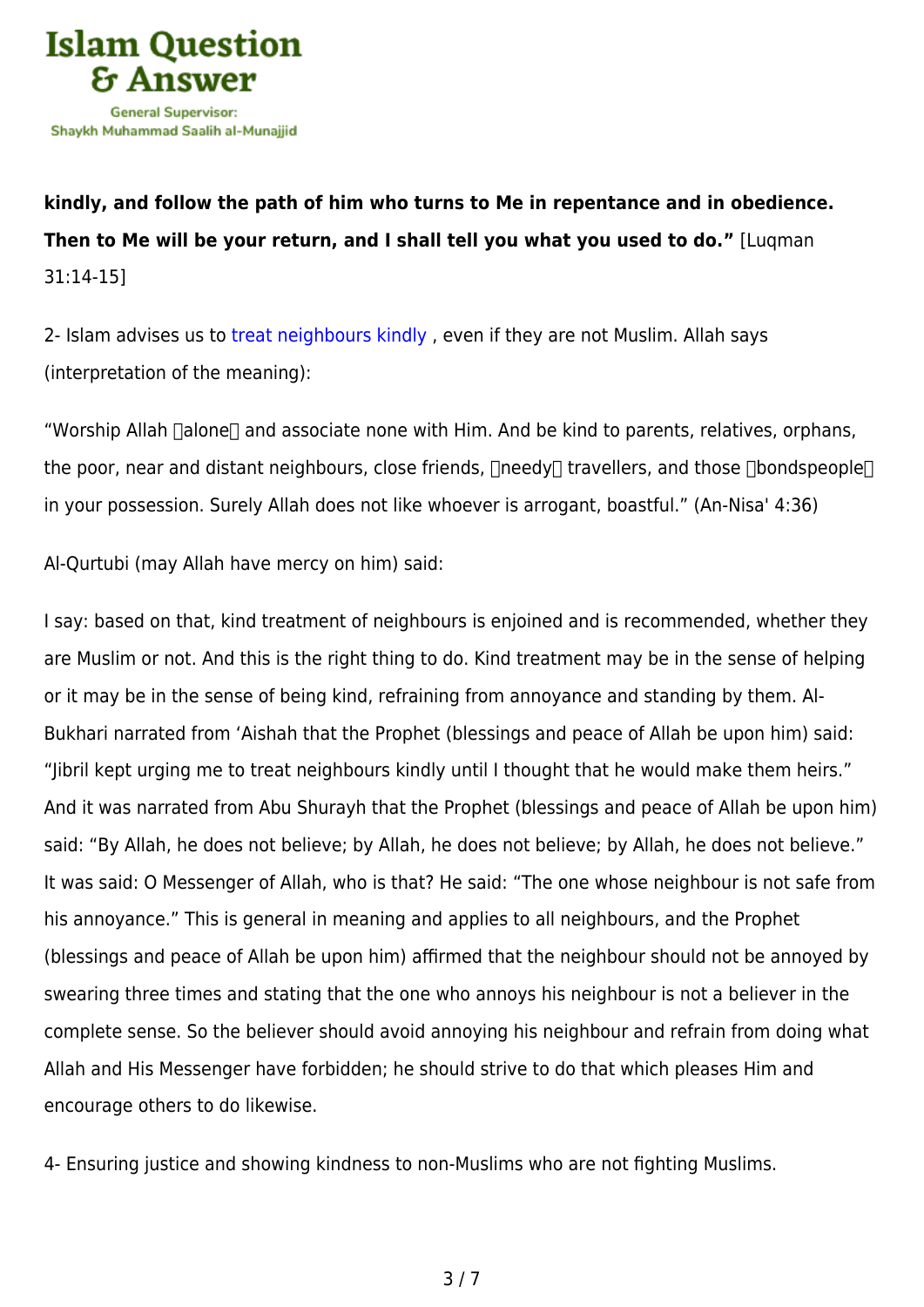**kindly, and follow the path of him who turns to Me in repentance and in obedience. Then to Me will be your return, and I shall tell you what you used to do."** [Luqman 31:14-15]

2- Islam advises us to treat neighbours kindly , even if they are not Muslim. Allah says (interpretation of the meaning):

"Worship Allah (alone) and associate none with Him. And be kind to parents, relatives, orphans, the poor, near and distant neighbours, close friends, (needy) travellers, and those (bondspeople) in your possession. Surely Allah does not like whoever is arrogant, boastful." (An-Nisa' 4:36)

Al-Qurtubi (may Allah have mercy on him) said:

I say: based on that, kind treatment of neighbours is enjoined and is recommended, whether they are Muslim or not. And this is the right thing to do. Kind treatment may be in the sense of helping or it may be in the sense of being kind, refraining from annoyance and standing by them. Al-Bukhari narrated from 'Aishah that the Prophet (blessings and peace of Allah be upon him) said: "Jibril kept urging me to treat neighbours kindly until I thought that he would make them heirs." And it was narrated from Abu Shurayh that the Prophet (blessings and peace of Allah be upon him) said: "By Allah, he does not believe; by Allah, he does not believe; by Allah, he does not believe." It was said: O Messenger of Allah, who is that? He said: "The one whose neighbour is not safe from his annoyance." This is general in meaning and applies to all neighbours, and the Prophet (blessings and peace of Allah be upon him) affirmed that the neighbour should not be annoyed by swearing three times and stating that the one who annoys his neighbour is not a believer in the complete sense. So the believer should avoid annoying his neighbour and refrain from doing what Allah and His Messenger have forbidden; he should strive to do that which pleases Him and encourage others to do likewise.

4- Ensuring justice and showing kindness to non-Muslims who are not fighting Muslims.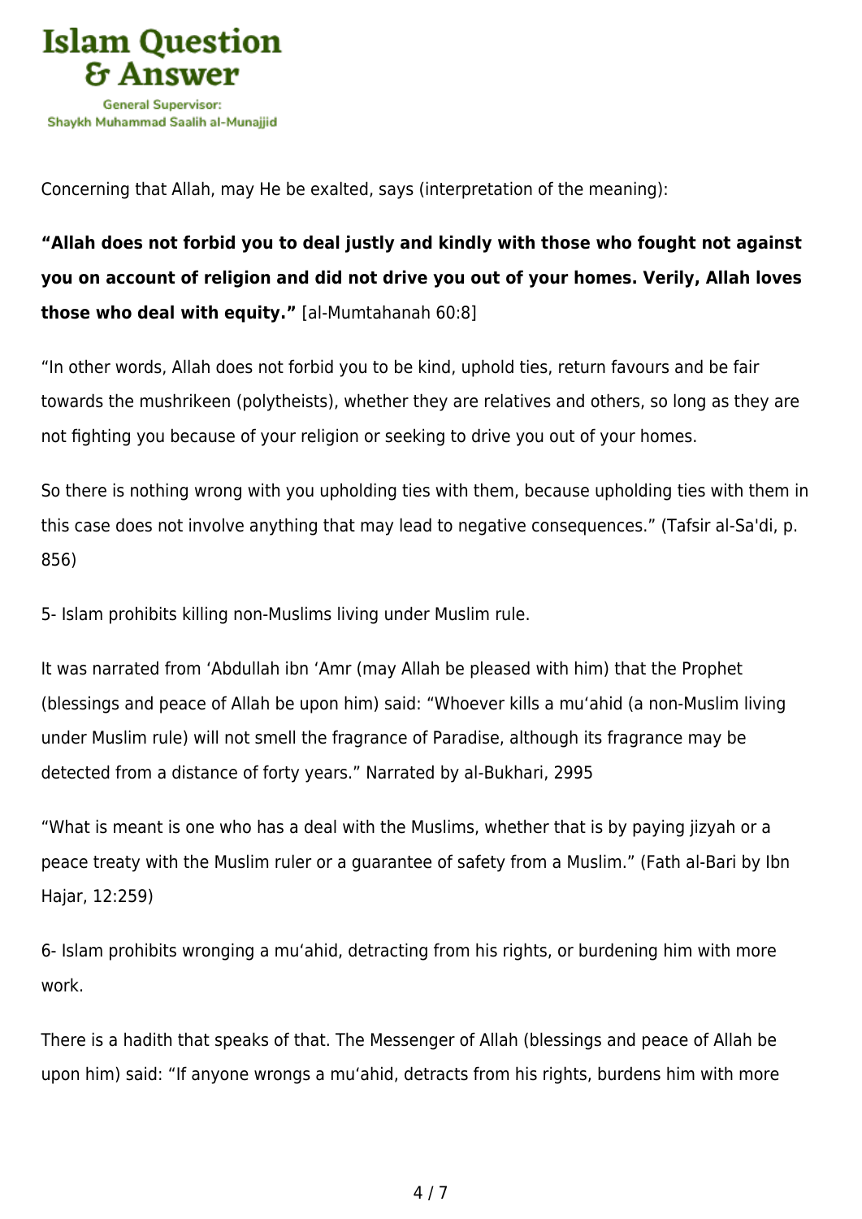Concerning that Allah, may He be exalted, says (interpretation of the meaning):

**"Allah does not forbid you to deal justly and kindly with those who fought not against you on account of religion and did not drive you out of your homes. Verily, Allah loves those who deal with equity."** [al-Mumtahanah 60:8]

"In other words, Allah does not forbid you to be kind, uphold ties, return favours and be fair towards the mushrikeen (polytheists), whether they are relatives and others, so long as they are not fighting you because of your religion or seeking to drive you out of your homes.

So there is nothing wrong with you upholding ties with them, because upholding ties with them in this case does not involve anything that may lead to negative consequences." (Tafsir al-Sa'di, p. 856)

5- Islam prohibits killing non-Muslims living under Muslim rule.

It was narrated from ʻAbdullah ibn ʻAmr (may Allah be pleased with him) that the Prophet (blessings and peace of Allah be upon him) said: "Whoever kills a muʻahid (a non-Muslim living under Muslim rule) will not smell the fragrance of Paradise, although its fragrance may be detected from a distance of forty years." Narrated by al-Bukhari, 2995

"What is meant is one who has a deal with the Muslims, whether that is by paying jizyah or a peace treaty with the Muslim ruler or a guarantee of safety from a Muslim." (Fath al-Bari by Ibn Hajar, 12:259)

6- Islam prohibits wronging a muʻahid, detracting from his rights, or burdening him with more work.

There is a hadith that speaks of that. The Messenger of Allah (blessings and peace of Allah be upon him) said: "If anyone wrongs a muʻahid, detracts from his rights, burdens him with more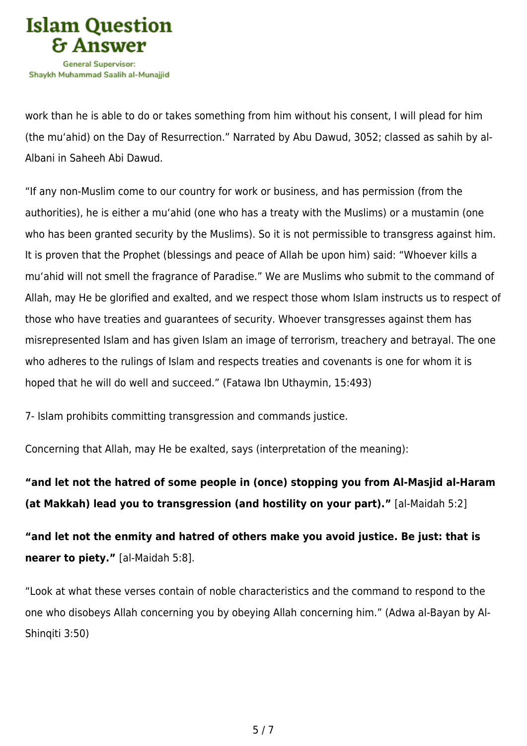work than he is able to do or takes something from him without his consent, I will plead for him (the mu‘ahid) on the Day of Resurrection.” Narrated by Abu Dawud, 3052; classed as sahih by al-Albani in Saheeh Abi Dawud.

“If any non-Muslim come to our country for work or business, and has permission (from the authorities), he is either a mu‘ahid (one who has a treaty with the Muslims) or a mustamin (one who has been granted security by the Muslims). So it is not permissible to transgress against him. It is proven that the Prophet (blessings and peace of Allah be upon him) said: “Whoever kills a mu‘ahid will not smell the fragrance of Paradise.” We are Muslims who submit to the command of Allah, may He be glorified and exalted, and we respect those whom Islam instructs us to respect of those who have treaties and guarantees of security. Whoever transgresses against them has misrepresented Islam and has given Islam an image of terrorism, treachery and betrayal. The one who adheres to the rulings of Islam and respects treaties and covenants is one for whom it is hoped that he will do well and succeed.” (Fatawa Ibn Uthaymin, 15:493)

7- Islam prohibits committing transgression and commands justice.

Concerning that Allah, may He be exalted, says (interpretation of the meaning):

**“and let not the hatred of some people in (once) stopping you from Al-Masjid al-Haram (at Makkah) lead you to transgression (and hostility on your part).”** [al-Maidah 5:2]

**“and let not the enmity and hatred of others make you avoid justice. Be just: that is nearer to piety.”** [al-Maidah 5:8].

“Look at what these verses contain of noble characteristics and the command to respond to the one who disobeys Allah concerning you by obeying Allah concerning him.” (Adwa al-Bayan by Al-Shinqiti 3:50)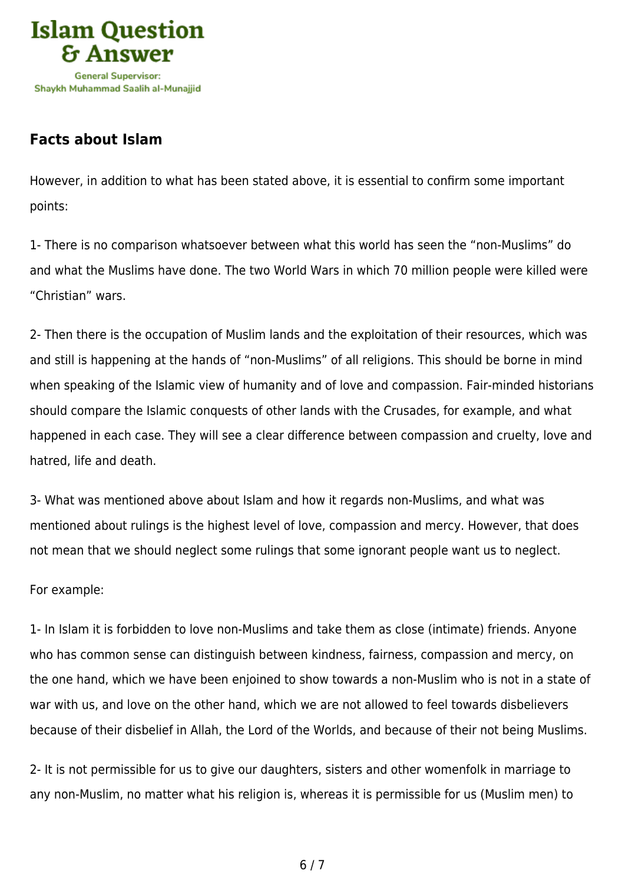## Facts about Islam

However, in addition to what has been stated above, it is essential to confirm some important points:

1- There is no comparison whatsoever between what this world has seen the "non-Muslims" do and what the Muslims have done. The two World Wars in which 70 million people were killed were "Christian" wars.

2- Then there is the occupation of Muslim lands and the exploitation of their resources, which was and still is happening at the hands of "non-Muslims" of all religions. This should be borne in mind when speaking of the Islamic view of humanity and of love and compassion. Fair-minded historians should compare the Islamic conquests of other lands with the Crusades, for example, and what happened in each case. They will see a clear difference between compassion and cruelty, love and hatred, life and death.

3- What was mentioned above about Islam and how it regards non-Muslims, and what was mentioned about rulings is the highest level of love, compassion and mercy. However, that does not mean that we should neglect some rulings that some ignorant people want us to neglect.

For example:

1- In Islam it is forbidden to love non-Muslims and take them as close (intimate) friends. Anyone who has common sense can distinguish between kindness, fairness, compassion and mercy, on the one hand, which we have been enjoined to show towards a non-Muslim who is not in a state of war with us, and love on the other hand, which we are not allowed to feel towards disbelievers because of their disbelief in Allah, the Lord of the Worlds, and because of their not being Muslims.

2- It is not permissible for us to give our daughters, sisters and other womenfolk in marriage to any non-Muslim, no matter what his religion is, whereas it is permissible for us (Muslim men) to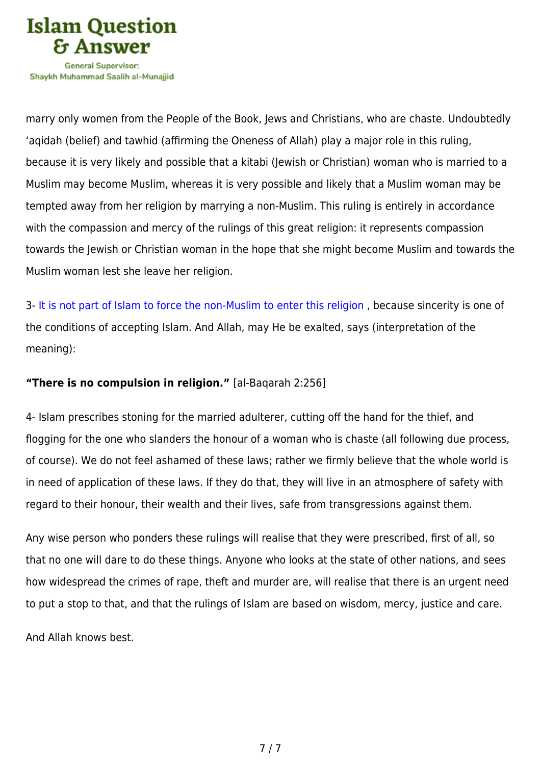marry only women from the People of the Book, Jews and Christians, who are chaste. Undoubtedly 'aqidah (belief) and tawhid (affirming the Oneness of Allah) play a major role in this ruling, because it is very likely and possible that a kitabi (Jewish or Christian) woman who is married to a Muslim may become Muslim, whereas it is very possible and likely that a Muslim woman may be tempted away from her religion by marrying a non-Muslim. This ruling is entirely in accordance with the compassion and mercy of the rulings of this great religion: it represents compassion towards the Jewish or Christian woman in the hope that she might become Muslim and towards the Muslim woman lest she leave her religion.

3- It is not part of Islam to force the non-Muslim to enter this religion , because sincerity is one of the conditions of accepting Islam. And Allah, may He be exalted, says (interpretation of the meaning):

**"There is no compulsion in religion."** [al-Baqarah 2:256]

4- Islam prescribes stoning for the married adulterer, cutting off the hand for the thief, and flogging for the one who slanders the honour of a woman who is chaste (all following due process, of course). We do not feel ashamed of these laws; rather we firmly believe that the whole world is in need of application of these laws. If they do that, they will live in an atmosphere of safety with regard to their honour, their wealth and their lives, safe from transgressions against them.

Any wise person who ponders these rulings will realise that they were prescribed, first of all, so that no one will dare to do these things. Anyone who looks at the state of other nations, and sees how widespread the crimes of rape, theft and murder are, will realise that there is an urgent need to put a stop to that, and that the rulings of Islam are based on wisdom, mercy, justice and care.

And Allah knows best.